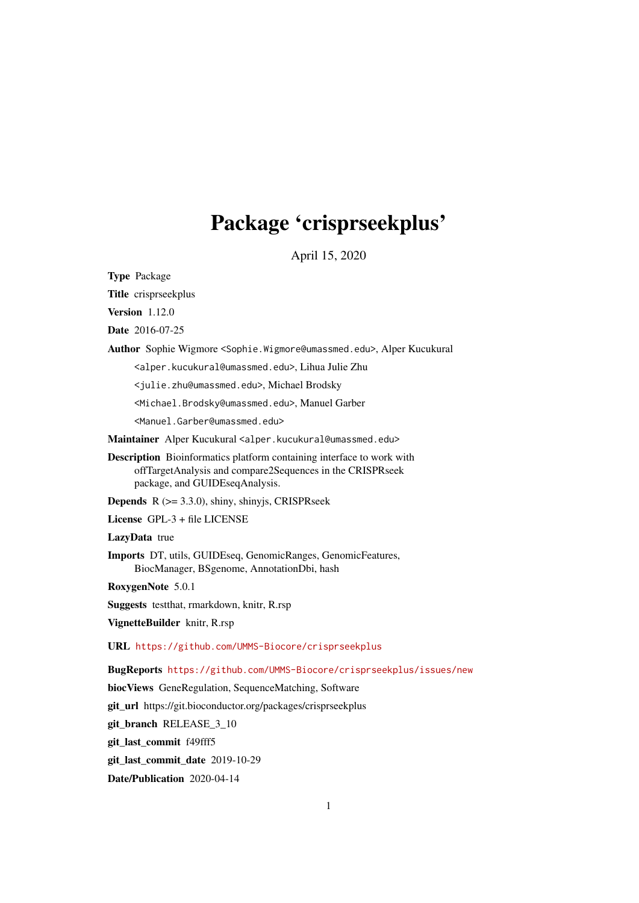# Package 'crisprseekplus'

April 15, 2020

**Type** Package

**Title** crisprseekplus

**Version** 1.12.0

**Date** 2016-07-25

**Author** Sophie Wigmore <Sophie.Wigmore@umassmed.edu>, Alper Kucukural <alper.kucukural@umassmed.edu>, Lihua Julie Zhu <julie.zhu@umassmed.edu>, Michael Brodsky <Michael.Brodsky@umassmed.edu>, Manuel Garber <Manuel.Garber@umassmed.edu>

**Maintainer** Alper Kucukural <alper.kucukural@umassmed.edu>

**Description** Bioinformatics platform containing interface to work with offTargetAnalysis and compare2Sequences in the CRISPRseek package, and GUIDEseqAnalysis.

**Depends** R (>= 3.3.0), shiny, shinyjs, CRISPRseek

**License** GPL-3 + file LICENSE

**LazyData** true

**Imports** DT, utils, GUIDEseq, GenomicRanges, GenomicFeatures, BiocManager, BSgenome, AnnotationDbi, hash

**RoxygenNote** 5.0.1

**Suggests** testthat, rmarkdown, knitr, R.rsp

**VignetteBuilder** knitr, R.rsp

**URL** https://github.com/UMMS-Biocore/crisprseekplus

**BugReports** https://github.com/UMMS-Biocore/crisprseekplus/issues/new

**biocViews** GeneRegulation, SequenceMatching, Software

**git_url** https://git.bioconductor.org/packages/crisprseekplus

**git_branch** RELEASE_3_10

**git_last_commit** f49fff5

**git_last_commit_date** 2019-10-29

**Date/Publication** 2020-04-14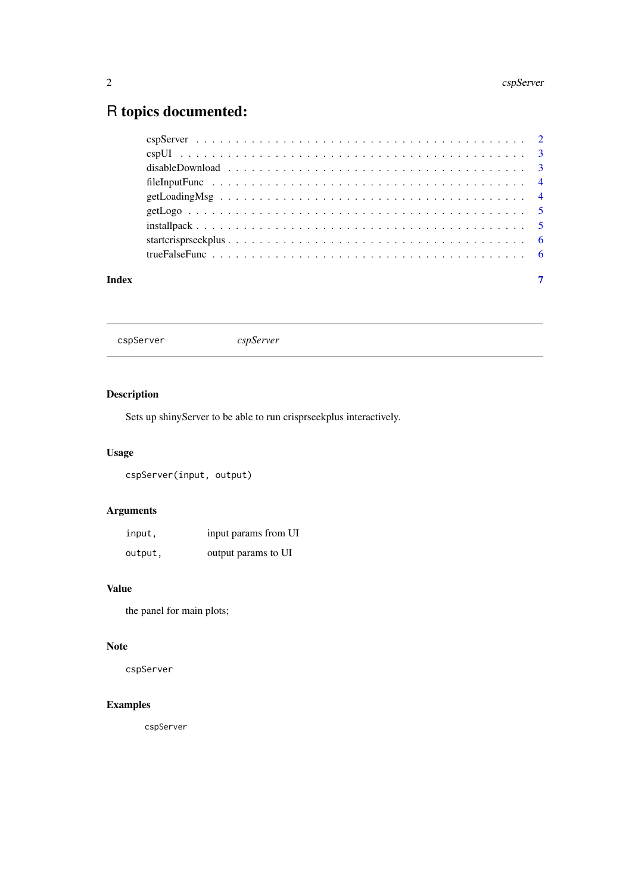# R topics documented:

| | |
|---|---|
| cspServer | 2 |
| cspUI | 3 |
| disableDownload | 3 |
| fileInputFunc | 4 |
| getLoadingMsg | 4 |
| getLogo | 5 |
| installpack | 5 |
| startcrisprseekplus | 6 |
| trueFalseFunc | 6 |

**Index** **7**

---

## cspServer *cspServer*

---

### Description

Sets up shinyServer to be able to run crisprseekplus interactively.

### Usage

```
cspServer(input, output)
```

### Arguments

| | |
|---|---|
| `input,` | input params from UI |
| `output,` | output params to UI |

### Value

the panel for main plots;

### Note

`cspServer`

### Examples

```
cspServer
```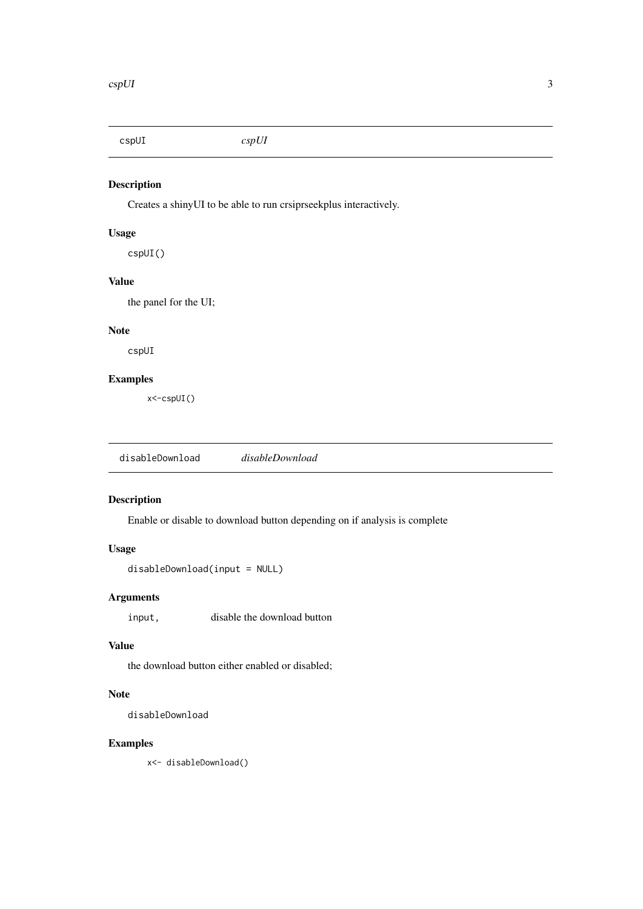## cspUI &emsp; *cspUI*

### Description

Creates a shinyUI to be able to run crsiprseekplus interactively.

### Usage

```
cspUI()
```

### Value

the panel for the UI;

### Note

cspUI

### Examples

```
x<-cspUI()
```

## disableDownload &emsp; *disableDownload*

### Description

Enable or disable to download button depending on if analysis is complete

### Usage

```
disableDownload(input = NULL)
```

### Arguments

| | |
|---|---|
| input, | disable the download button |

### Value

the download button either enabled or disabled;

### Note

disableDownload

### Examples

```
x<- disableDownload()
```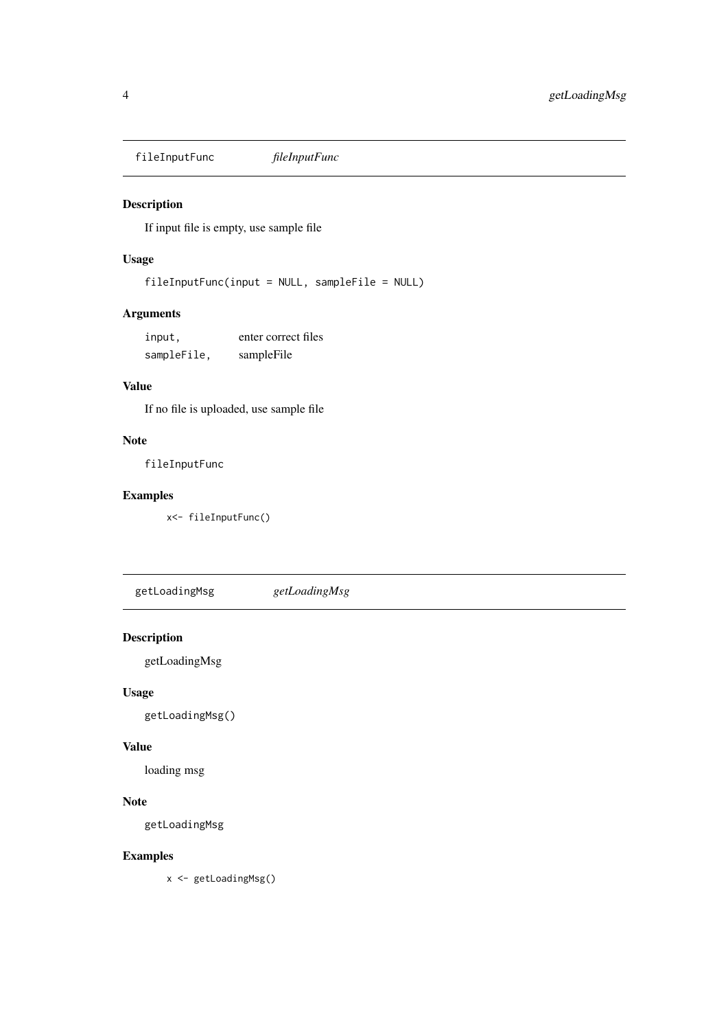## fileInputFunc *fileInputFunc*

### Description

If input file is empty, use sample file

### Usage

```
fileInputFunc(input = NULL, sampleFile = NULL)
```

### Arguments

| | |
|---|---|
| `input,` | enter correct files |
| `sampleFile,` | sampleFile |

### Value

If no file is uploaded, use sample file

### Note

`fileInputFunc`

### Examples

```
x<- fileInputFunc()
```

## getLoadingMsg *getLoadingMsg*

### Description

getLoadingMsg

### Usage

```
getLoadingMsg()
```

### Value

loading msg

### Note

`getLoadingMsg`

### Examples

```
x <- getLoadingMsg()
```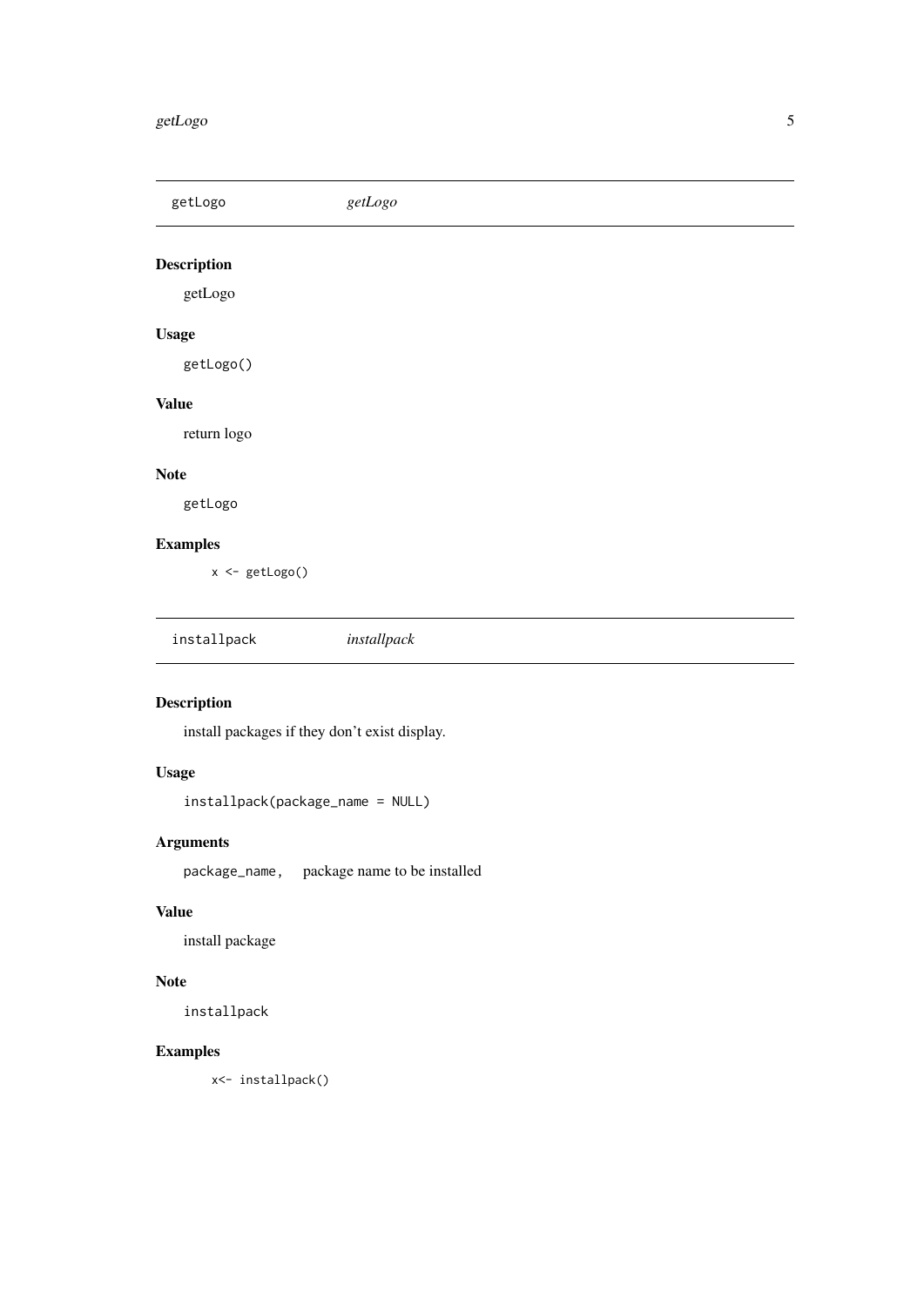## getLogo *getLogo*

### Description

getLogo

### Usage

```
getLogo()
```

### Value

return logo

### Note

getLogo

### Examples

```
x <- getLogo()
```

## installpack *installpack*

### Description

install packages if they don't exist display.

### Usage

```
installpack(package_name = NULL)
```

### Arguments

| | |
|---|---|
| `package_name,` | package name to be installed |

### Value

install package

### Note

installpack

### Examples

```
x<- installpack()
```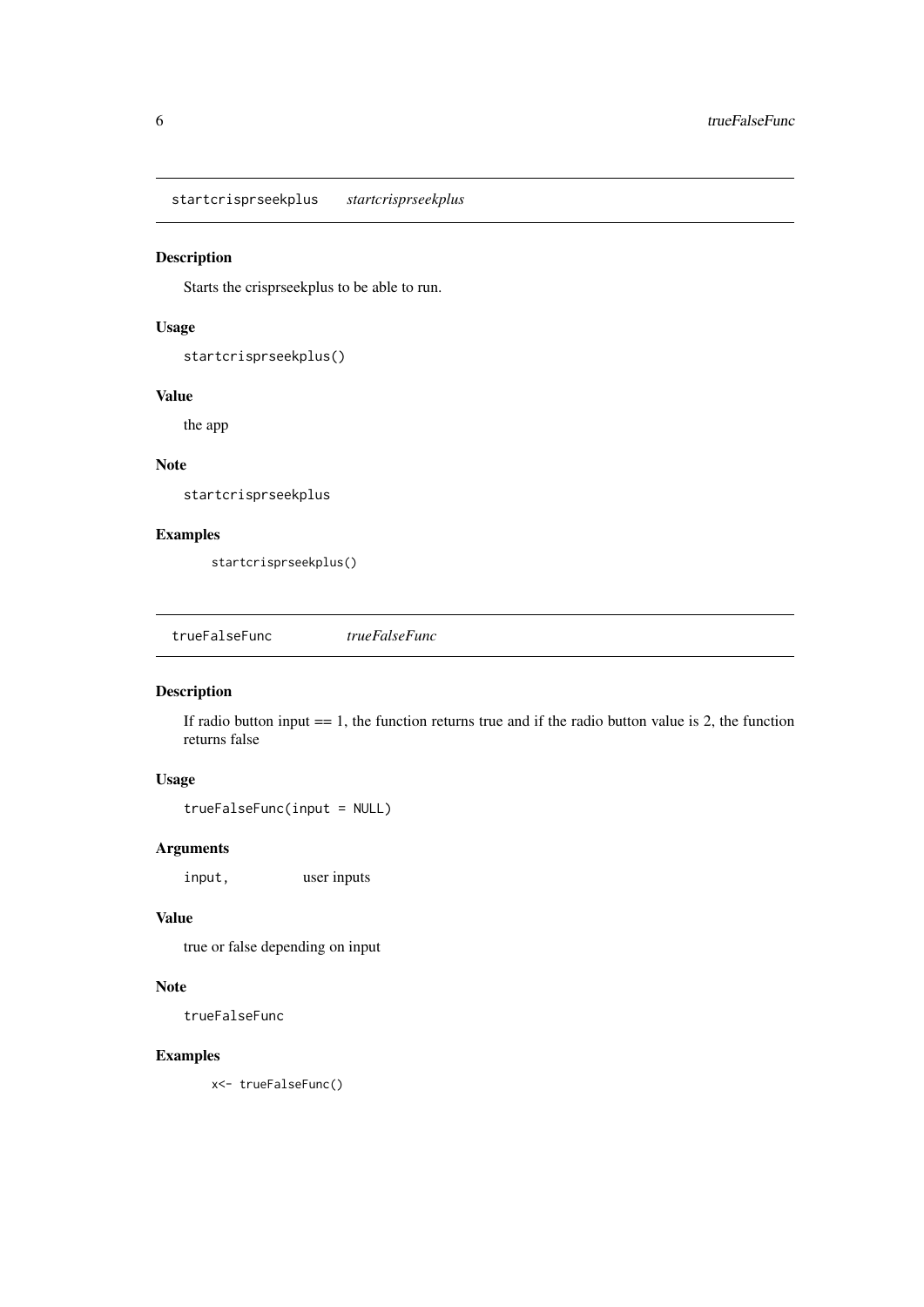## startcrisprseekplus *startcrisprseekplus*

### Description

Starts the crisprseekplus to be able to run.

### Usage

```
startcrisprseekplus()
```

### Value

the app

### Note

startcrisprseekplus

### Examples

```
startcrisprseekplus()
```

## trueFalseFunc *trueFalseFunc*

### Description

If radio button input == 1, the function returns true and if the radio button value is 2, the function returns false

### Usage

```
trueFalseFunc(input = NULL)
```

### Arguments

| | |
|---|---|
| input, | user inputs |

### Value

true or false depending on input

### Note

trueFalseFunc

### Examples

```
x<- trueFalseFunc()
```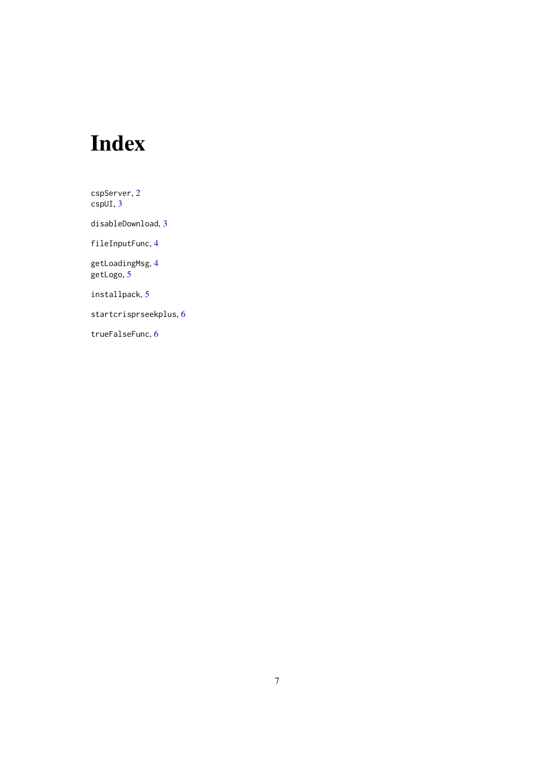# Index

cspServer, 2
cspUI, 3

disableDownload, 3

fileInputFunc, 4

getLoadingMsg, 4
getLogo, 5

installpack, 5

startcrisprseekplus, 6

trueFalseFunc, 6